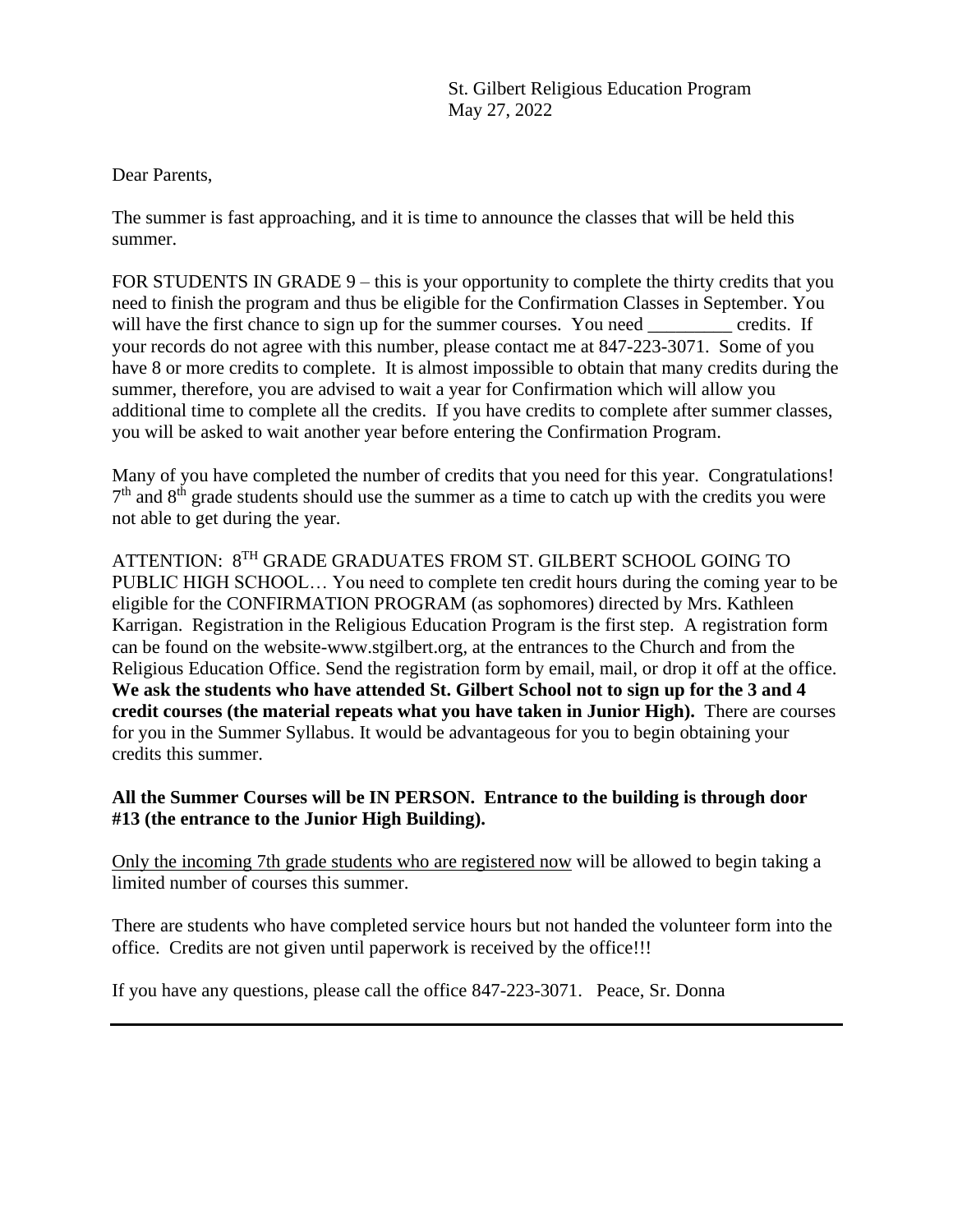St. Gilbert Religious Education Program
May 27, 2022

Dear Parents,

The summer is fast approaching, and it is time to announce the classes that will be held this summer.

FOR STUDENTS IN GRADE 9 – this is your opportunity to complete the thirty credits that you need to finish the program and thus be eligible for the Confirmation Classes in September. You will have the first chance to sign up for the summer courses. You need _________ credits. If your records do not agree with this number, please contact me at 847-223-3071. Some of you have 8 or more credits to complete. It is almost impossible to obtain that many credits during the summer, therefore, you are advised to wait a year for Confirmation which will allow you additional time to complete all the credits. If you have credits to complete after summer classes, you will be asked to wait another year before entering the Confirmation Program.

Many of you have completed the number of credits that you need for this year. Congratulations! 7th and 8th grade students should use the summer as a time to catch up with the credits you were not able to get during the year.

ATTENTION: 8TH GRADE GRADUATES FROM ST. GILBERT SCHOOL GOING TO PUBLIC HIGH SCHOOL… You need to complete ten credit hours during the coming year to be eligible for the CONFIRMATION PROGRAM (as sophomores) directed by Mrs. Kathleen Karrigan. Registration in the Religious Education Program is the first step. A registration form can be found on the website-www.stgilbert.org, at the entrances to the Church and from the Religious Education Office. Send the registration form by email, mail, or drop it off at the office. **We ask the students who have attended St. Gilbert School not to sign up for the 3 and 4 credit courses (the material repeats what you have taken in Junior High).** There are courses for you in the Summer Syllabus. It would be advantageous for you to begin obtaining your credits this summer.

**All the Summer Courses will be IN PERSON. Entrance to the building is through door #13 (the entrance to the Junior High Building).**

Only the incoming 7th grade students who are registered now will be allowed to begin taking a limited number of courses this summer.

There are students who have completed service hours but not handed the volunteer form into the office. Credits are not given until paperwork is received by the office!!!

If you have any questions, please call the office 847-223-3071. Peace, Sr. Donna

---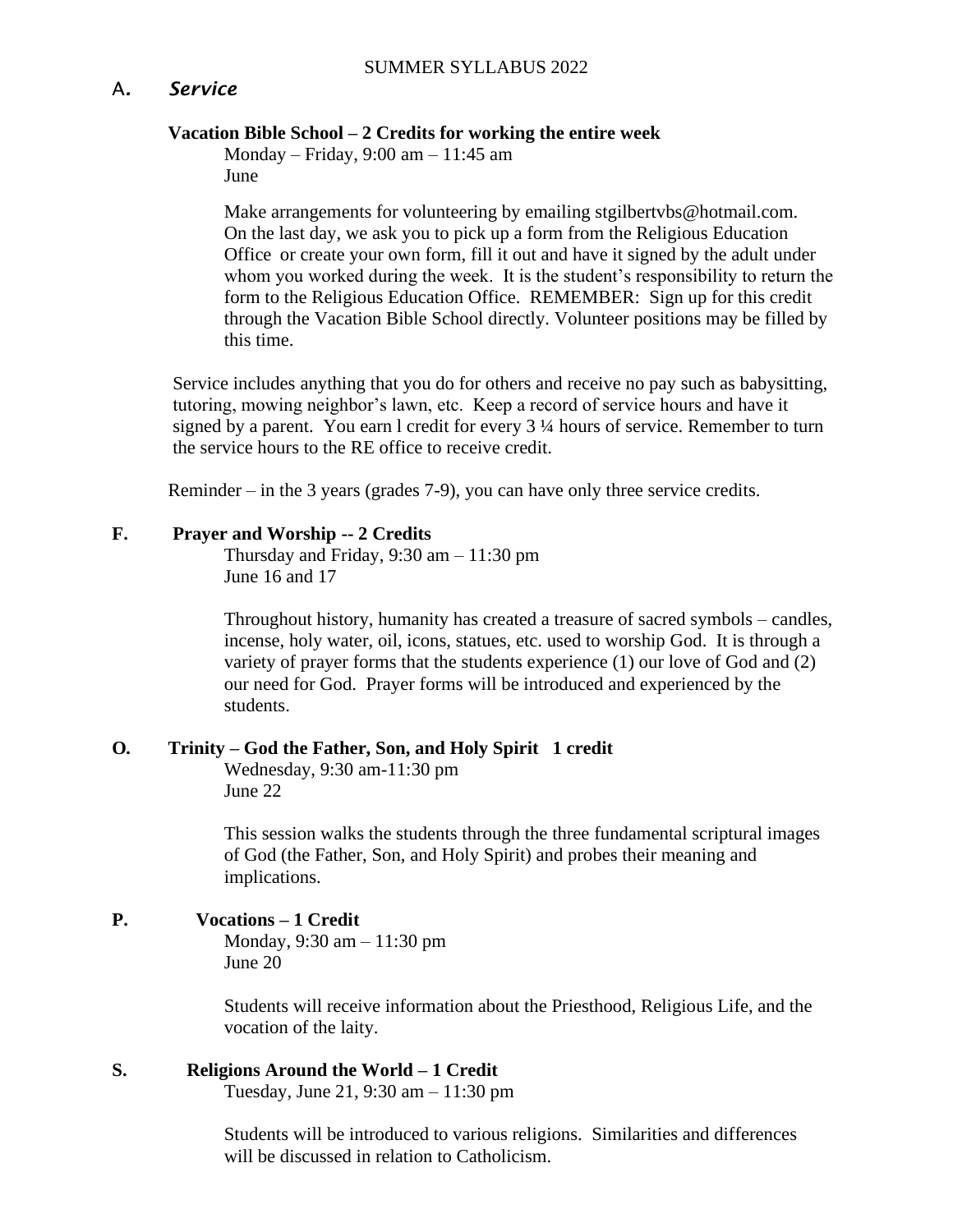SUMMER SYLLABUS 2022

## A. *Service*

**Vacation Bible School – 2 Credits for working the entire week**

Monday – Friday, 9:00 am – 11:45 am
June

Make arrangements for volunteering by emailing stgilbertvbs@hotmail.com. On the last day, we ask you to pick up a form from the Religious Education Office or create your own form, fill it out and have it signed by the adult under whom you worked during the week. It is the student's responsibility to return the form to the Religious Education Office. REMEMBER: Sign up for this credit through the Vacation Bible School directly. Volunteer positions may be filled by this time.

Service includes anything that you do for others and receive no pay such as babysitting, tutoring, mowing neighbor's lawn, etc. Keep a record of service hours and have it signed by a parent. You earn l credit for every 3 ¼ hours of service. Remember to turn the service hours to the RE office to receive credit.

Reminder – in the 3 years (grades 7-9), you can have only three service credits.

## F. Prayer and Worship -- 2 Credits

Thursday and Friday, 9:30 am – 11:30 pm
June 16 and 17

Throughout history, humanity has created a treasure of sacred symbols – candles, incense, holy water, oil, icons, statues, etc. used to worship God. It is through a variety of prayer forms that the students experience (1) our love of God and (2) our need for God. Prayer forms will be introduced and experienced by the students.

## O. Trinity – God the Father, Son, and Holy Spirit 1 credit

Wednesday, 9:30 am-11:30 pm
June 22

This session walks the students through the three fundamental scriptural images of God (the Father, Son, and Holy Spirit) and probes their meaning and implications.

## P. Vocations – 1 Credit

Monday, 9:30 am – 11:30 pm
June 20

Students will receive information about the Priesthood, Religious Life, and the vocation of the laity.

## S. Religions Around the World – 1 Credit

Tuesday, June 21, 9:30 am – 11:30 pm

Students will be introduced to various religions. Similarities and differences will be discussed in relation to Catholicism.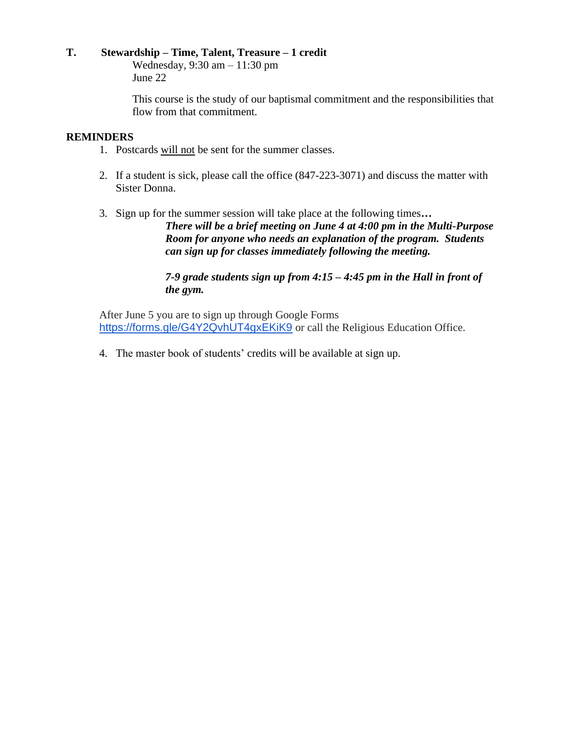**T. Stewardship – Time, Talent, Treasure – 1 credit**

Wednesday, 9:30 am – 11:30 pm
June 22

This course is the study of our baptismal commitment and the responsibilities that flow from that commitment.

**REMINDERS**

1. Postcards <u>will not</u> be sent for the summer classes.

2. If a student is sick, please call the office (847-223-3071) and discuss the matter with Sister Donna.

3. Sign up for the summer session will take place at the following times**…**

   ***There will be a brief meeting on June 4 at 4:00 pm in the Multi-Purpose Room for anyone who needs an explanation of the program. Students can sign up for classes immediately following the meeting.***

   ***7-9 grade students sign up from 4:15 – 4:45 pm in the Hall in front of the gym.***

After June 5 you are to sign up through Google Forms https://forms.gle/G4Y2QvhUT4gxEKiK9 or call the Religious Education Office.

4. The master book of students' credits will be available at sign up.